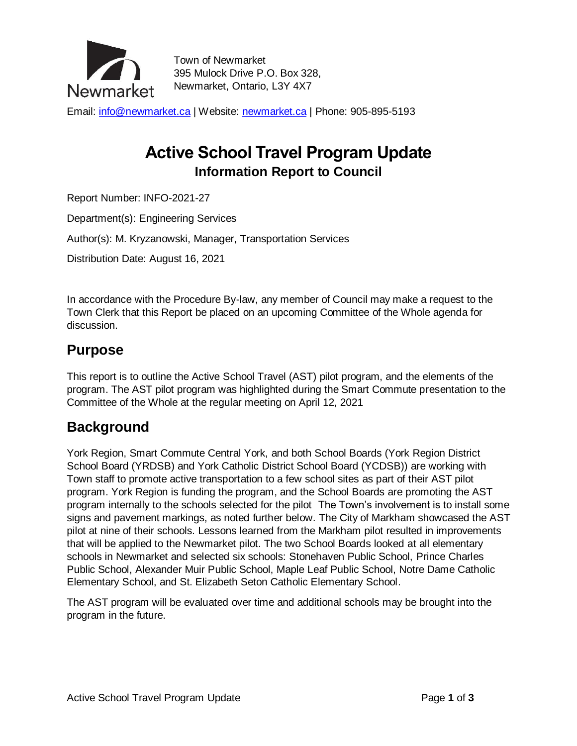Town of Newmarket
395 Mulock Drive P.O. Box 328,
Newmarket, Ontario, L3Y 4X7

Email: info@newmarket.ca | Website: newmarket.ca | Phone: 905-895-5193

# Active School Travel Program Update

## Information Report to Council

Report Number: INFO-2021-27

Department(s): Engineering Services

Author(s): M. Kryzanowski, Manager, Transportation Services

Distribution Date: August 16, 2021

In accordance with the Procedure By-law, any member of Council may make a request to the Town Clerk that this Report be placed on an upcoming Committee of the Whole agenda for discussion.

## Purpose

This report is to outline the Active School Travel (AST) pilot program, and the elements of the program. The AST pilot program was highlighted during the Smart Commute presentation to the Committee of the Whole at the regular meeting on April 12, 2021

## Background

York Region, Smart Commute Central York, and both School Boards (York Region District School Board (YRDSB) and York Catholic District School Board (YCDSB)) are working with Town staff to promote active transportation to a few school sites as part of their AST pilot program. York Region is funding the program, and the School Boards are promoting the AST program internally to the schools selected for the pilot The Town's involvement is to install some signs and pavement markings, as noted further below. The City of Markham showcased the AST pilot at nine of their schools. Lessons learned from the Markham pilot resulted in improvements that will be applied to the Newmarket pilot. The two School Boards looked at all elementary schools in Newmarket and selected six schools: Stonehaven Public School, Prince Charles Public School, Alexander Muir Public School, Maple Leaf Public School, Notre Dame Catholic Elementary School, and St. Elizabeth Seton Catholic Elementary School.

The AST program will be evaluated over time and additional schools may be brought into the program in the future.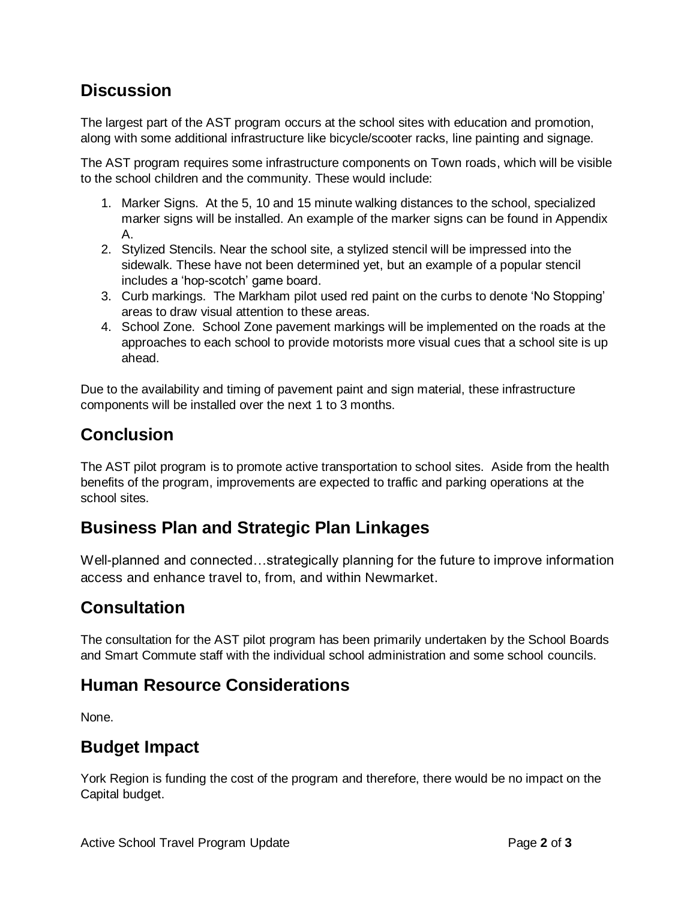## Discussion

The largest part of the AST program occurs at the school sites with education and promotion, along with some additional infrastructure like bicycle/scooter racks, line painting and signage.

The AST program requires some infrastructure components on Town roads, which will be visible to the school children and the community. These would include:

1. Marker Signs. At the 5, 10 and 15 minute walking distances to the school, specialized marker signs will be installed. An example of the marker signs can be found in Appendix A.
2. Stylized Stencils. Near the school site, a stylized stencil will be impressed into the sidewalk. These have not been determined yet, but an example of a popular stencil includes a 'hop-scotch' game board.
3. Curb markings. The Markham pilot used red paint on the curbs to denote 'No Stopping' areas to draw visual attention to these areas.
4. School Zone. School Zone pavement markings will be implemented on the roads at the approaches to each school to provide motorists more visual cues that a school site is up ahead.

Due to the availability and timing of pavement paint and sign material, these infrastructure components will be installed over the next 1 to 3 months.

## Conclusion

The AST pilot program is to promote active transportation to school sites. Aside from the health benefits of the program, improvements are expected to traffic and parking operations at the school sites.

## Business Plan and Strategic Plan Linkages

Well-planned and connected…strategically planning for the future to improve information access and enhance travel to, from, and within Newmarket.

## Consultation

The consultation for the AST pilot program has been primarily undertaken by the School Boards and Smart Commute staff with the individual school administration and some school councils.

## Human Resource Considerations

None.

## Budget Impact

York Region is funding the cost of the program and therefore, there would be no impact on the Capital budget.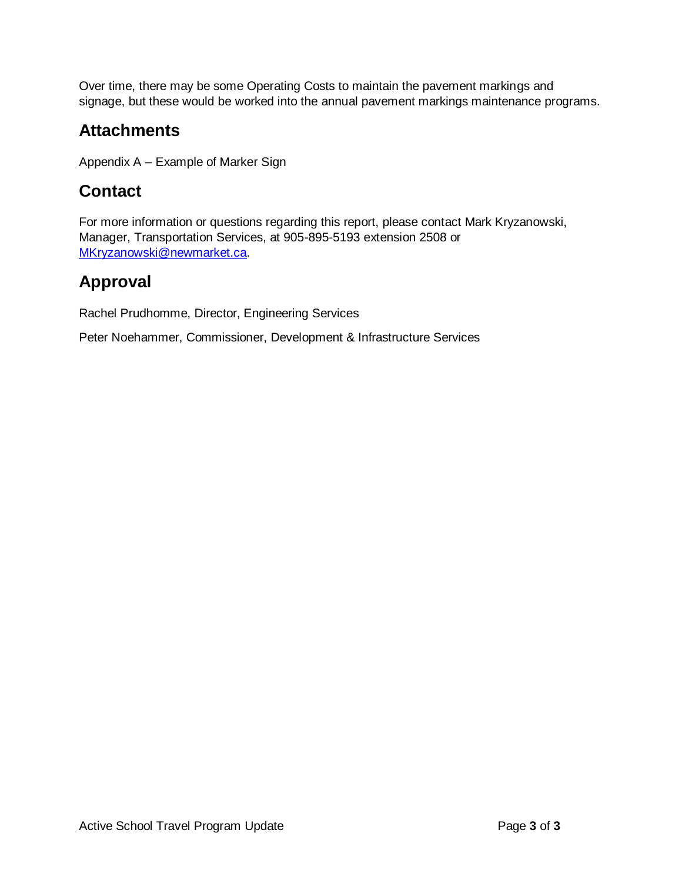Over time, there may be some Operating Costs to maintain the pavement markings and signage, but these would be worked into the annual pavement markings maintenance programs.

## Attachments

Appendix A – Example of Marker Sign

## Contact

For more information or questions regarding this report, please contact Mark Kryzanowski, Manager, Transportation Services, at 905-895-5193 extension 2508 or MKryzanowski@newmarket.ca.

## Approval

Rachel Prudhomme, Director, Engineering Services

Peter Noehammer, Commissioner, Development & Infrastructure Services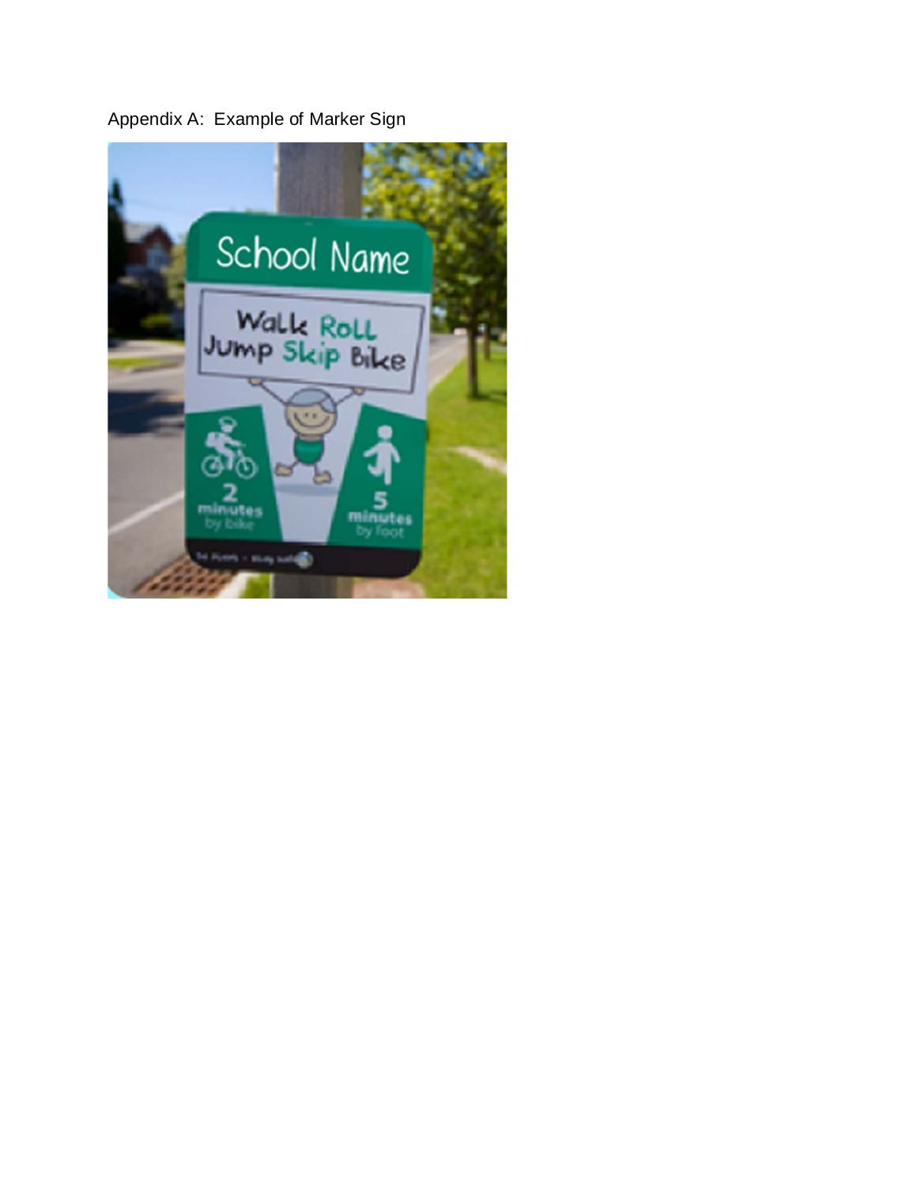Appendix A: Example of Marker Sign